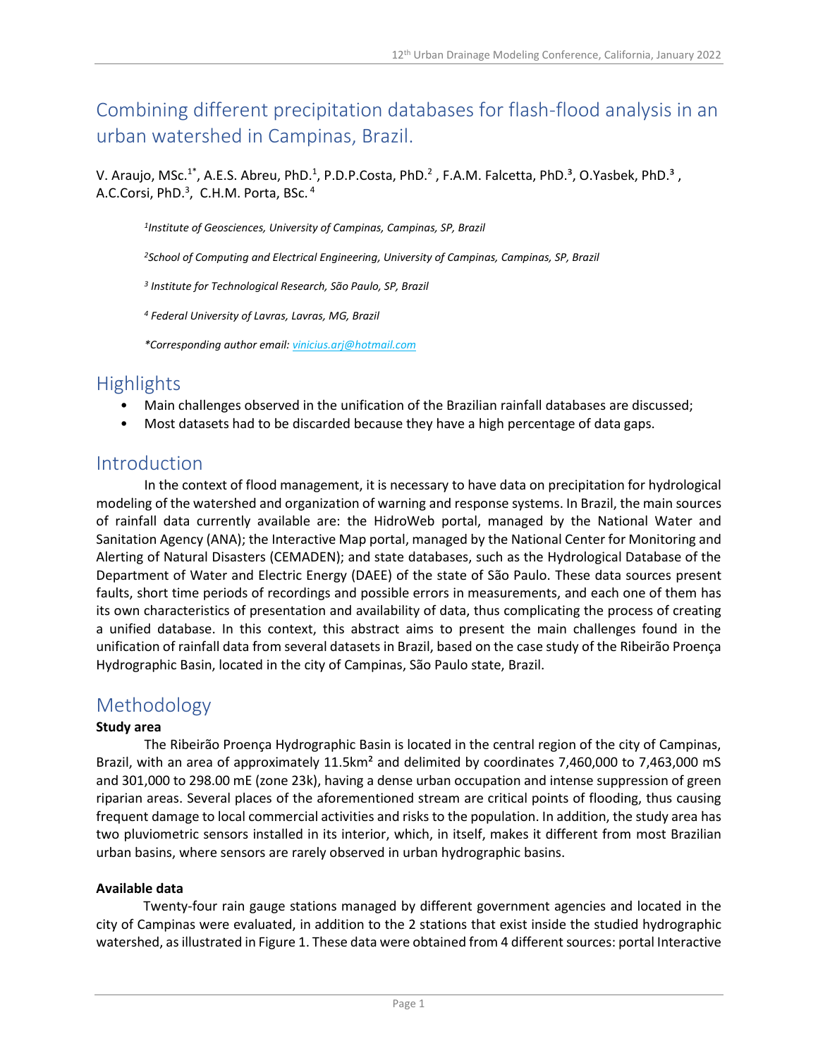# Combining different precipitation databases for flash-flood analysis in an urban watershed in Campinas, Brazil.

V. Araujo, MSc.[1*], A.E.S. Abreu, PhD.[1], P.D.P.Costa, PhD.[2] , F.A.M. Falcetta, PhD.[3], O.Yasbek, PhD.[3] , A.C.Corsi, PhD.[3], C.H.M. Porta, BSc. [4]

*[1]Institute of Geosciences, University of Campinas, Campinas, SP, Brazil*

*[2]School of Computing and Electrical Engineering, University of Campinas, Campinas, SP, Brazil*

*[3] Institute for Technological Research, São Paulo, SP, Brazil*

*[4] Federal University of Lavras, Lavras, MG, Brazil*

*\*Corresponding author email: vinicius.arj@hotmail.com*

## Highlights

- Main challenges observed in the unification of the Brazilian rainfall databases are discussed;
- Most datasets had to be discarded because they have a high percentage of data gaps.

## Introduction

In the context of flood management, it is necessary to have data on precipitation for hydrological modeling of the watershed and organization of warning and response systems. In Brazil, the main sources of rainfall data currently available are: the HidroWeb portal, managed by the National Water and Sanitation Agency (ANA); the Interactive Map portal, managed by the National Center for Monitoring and Alerting of Natural Disasters (CEMADEN); and state databases, such as the Hydrological Database of the Department of Water and Electric Energy (DAEE) of the state of São Paulo. These data sources present faults, short time periods of recordings and possible errors in measurements, and each one of them has its own characteristics of presentation and availability of data, thus complicating the process of creating a unified database. In this context, this abstract aims to present the main challenges found in the unification of rainfall data from several datasets in Brazil, based on the case study of the Ribeirão Proença Hydrographic Basin, located in the city of Campinas, São Paulo state, Brazil.

## Methodology

### Study area

The Ribeirão Proença Hydrographic Basin is located in the central region of the city of Campinas, Brazil, with an area of approximately 11.5km² and delimited by coordinates 7,460,000 to 7,463,000 mS and 301,000 to 298.00 mE (zone 23k), having a dense urban occupation and intense suppression of green riparian areas. Several places of the aforementioned stream are critical points of flooding, thus causing frequent damage to local commercial activities and risks to the population. In addition, the study area has two pluviometric sensors installed in its interior, which, in itself, makes it different from most Brazilian urban basins, where sensors are rarely observed in urban hydrographic basins.

### Available data

Twenty-four rain gauge stations managed by different government agencies and located in the city of Campinas were evaluated, in addition to the 2 stations that exist inside the studied hydrographic watershed, as illustrated in Figure 1. These data were obtained from 4 different sources: portal Interactive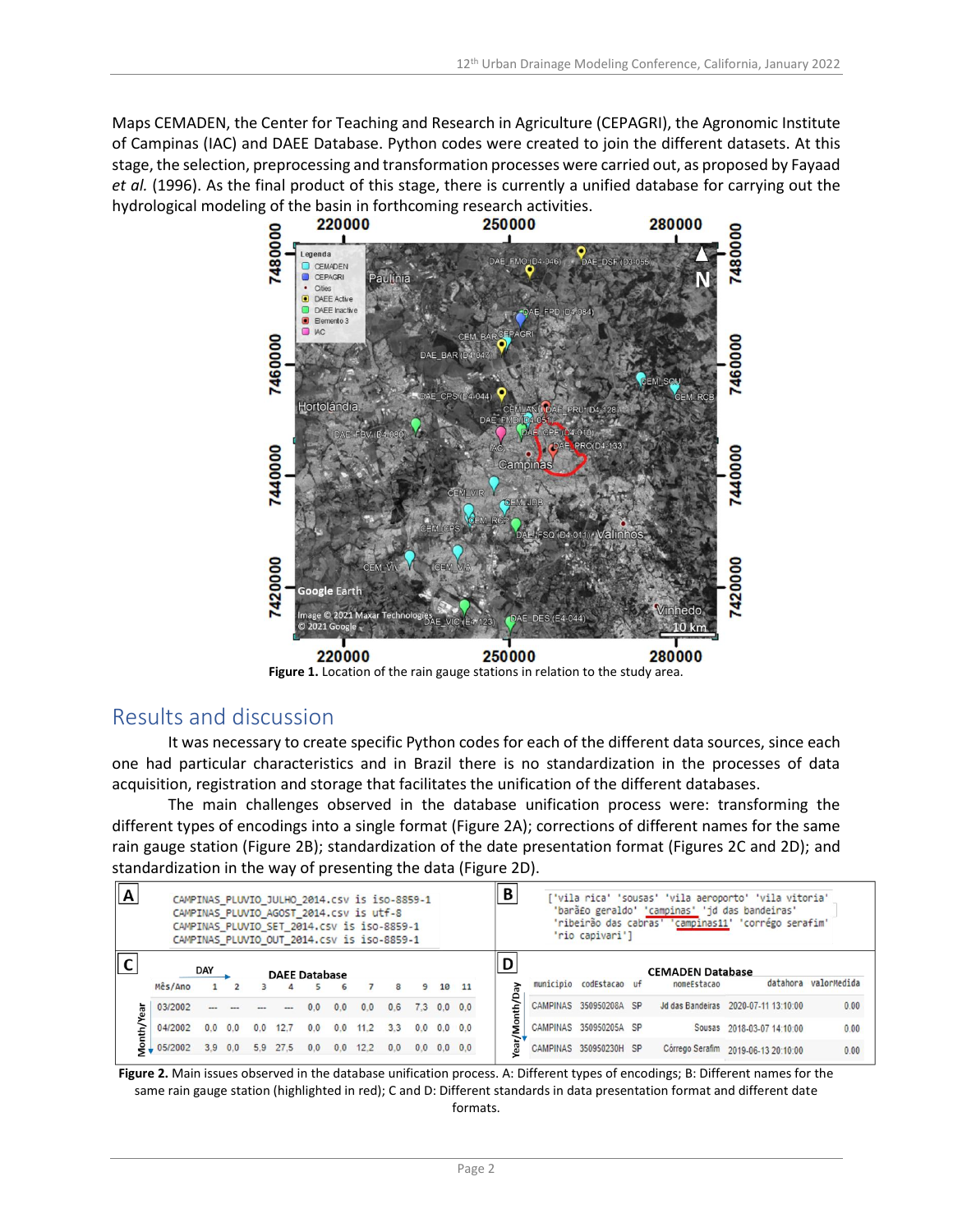Maps CEMADEN, the Center for Teaching and Research in Agriculture (CEPAGRI), the Agronomic Institute of Campinas (IAC) and DAEE Database. Python codes were created to join the different datasets. At this stage, the selection, preprocessing and transformation processes were carried out, as proposed by Fayaad *et al.* (1996). As the final product of this stage, there is currently a unified database for carrying out the hydrological modeling of the basin in forthcoming research activities.

**Figure 1.** Location of the rain gauge stations in relation to the study area.

## Results and discussion

It was necessary to create specific Python codes for each of the different data sources, since each one had particular characteristics and in Brazil there is no standardization in the processes of data acquisition, registration and storage that facilitates the unification of the different databases.

The main challenges observed in the database unification process were: transforming the different types of encodings into a single format (Figure 2A); corrections of different names for the same rain gauge station (Figure 2B); standardization of the date presentation format (Figures 2C and 2D); and standardization in the way of presenting the data (Figure 2D).

**Figure 2.** Main issues observed in the database unification process. A: Different types of encodings; B: Different names for the same rain gauge station (highlighted in red); C and D: Different standards in data presentation format and different date formats.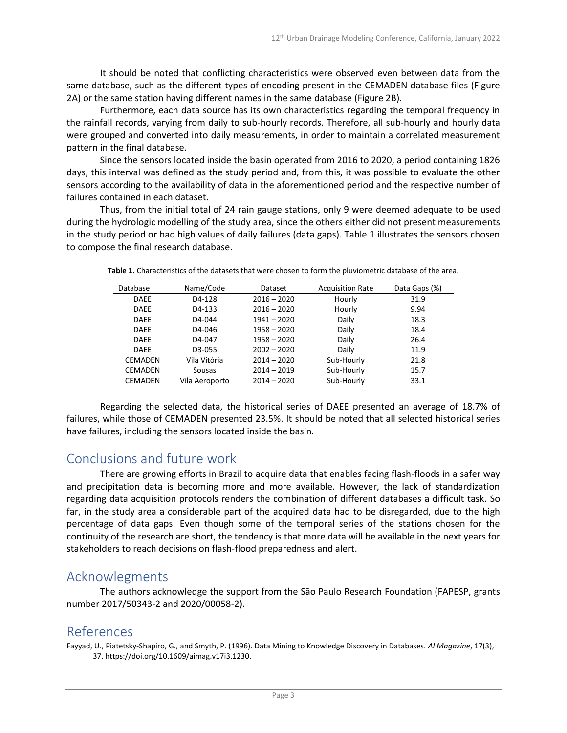It should be noted that conflicting characteristics were observed even between data from the same database, such as the different types of encoding present in the CEMADEN database files (Figure 2A) or the same station having different names in the same database (Figure 2B).

Furthermore, each data source has its own characteristics regarding the temporal frequency in the rainfall records, varying from daily to sub-hourly records. Therefore, all sub-hourly and hourly data were grouped and converted into daily measurements, in order to maintain a correlated measurement pattern in the final database.

Since the sensors located inside the basin operated from 2016 to 2020, a period containing 1826 days, this interval was defined as the study period and, from this, it was possible to evaluate the other sensors according to the availability of data in the aforementioned period and the respective number of failures contained in each dataset.

Thus, from the initial total of 24 rain gauge stations, only 9 were deemed adequate to be used during the hydrologic modelling of the study area, since the others either did not present measurements in the study period or had high values of daily failures (data gaps). Table 1 illustrates the sensors chosen to compose the final research database.

**Table 1.** Characteristics of the datasets that were chosen to form the pluviometric database of the area.

| Database | Name/Code | Dataset | Acquisition Rate | Data Gaps (%) |
|---|---|---|---|---|
| DAEE | D4-128 | 2016 – 2020 | Hourly | 31.9 |
| DAEE | D4-133 | 2016 – 2020 | Hourly | 9.94 |
| DAEE | D4-044 | 1941 – 2020 | Daily | 18.3 |
| DAEE | D4-046 | 1958 – 2020 | Daily | 18.4 |
| DAEE | D4-047 | 1958 – 2020 | Daily | 26.4 |
| DAEE | D3-055 | 2002 – 2020 | Daily | 11.9 |
| CEMADEN | Vila Vitória | 2014 – 2020 | Sub-Hourly | 21.8 |
| CEMADEN | Sousas | 2014 – 2019 | Sub-Hourly | 15.7 |
| CEMADEN | Vila Aeroporto | 2014 – 2020 | Sub-Hourly | 33.1 |

Regarding the selected data, the historical series of DAEE presented an average of 18.7% of failures, while those of CEMADEN presented 23.5%. It should be noted that all selected historical series have failures, including the sensors located inside the basin.

## Conclusions and future work

There are growing efforts in Brazil to acquire data that enables facing flash-floods in a safer way and precipitation data is becoming more and more available. However, the lack of standardization regarding data acquisition protocols renders the combination of different databases a difficult task. So far, in the study area a considerable part of the acquired data had to be disregarded, due to the high percentage of data gaps. Even though some of the temporal series of the stations chosen for the continuity of the research are short, the tendency is that more data will be available in the next years for stakeholders to reach decisions on flash-flood preparedness and alert.

## Acknowlegments

The authors acknowledge the support from the São Paulo Research Foundation (FAPESP, grants number 2017/50343-2 and 2020/00058-2).

## References

Fayyad, U., Piatetsky-Shapiro, G., and Smyth, P. (1996). Data Mining to Knowledge Discovery in Databases. *Al Magazine*, 17(3), 37. https://doi.org/10.1609/aimag.v17i3.1230.